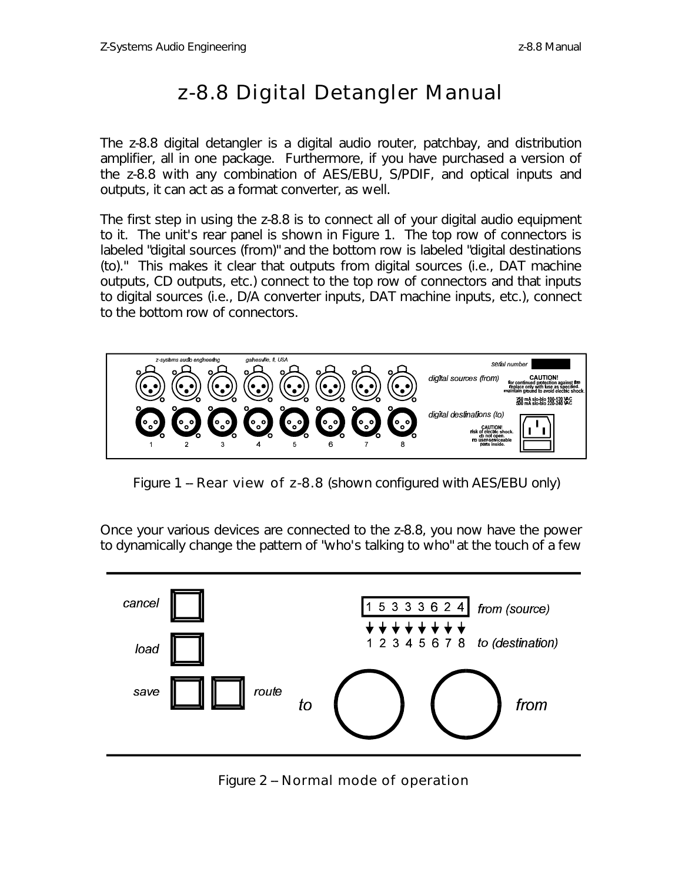# z-8.8 Digital Detangler Manual

The z-8.8 digital detangler is a digital audio router, patchbay, and distribution amplifier, all in one package. Furthermore, if you have purchased a version of the z-8.8 with any combination of AES/EBU, S/PDIF, and optical inputs and outputs, it can act as a format converter, as well.

The first step in using the z-8.8 is to connect all of your digital audio equipment to it. The unit's rear panel is shown in Figure 1. The top row of connectors is labeled "digital sources (from)" and the bottom row is labeled "digital destinations (to)." This makes it clear that outputs from digital sources (i.e., DAT machine outputs, CD outputs, etc.) connect to the top row of connectors and that inputs to digital sources (i.e., D/A converter inputs, DAT machine inputs, etc.), connect to the bottom row of connectors.

Figure 1 – Rear view of z-8.8 (shown configured with AES/EBU only)

Once your various devices are connected to the z-8.8, you now have the power to dynamically change the pattern of "who's talking to who" at the touch of a few

Figure 2 – Normal mode of operation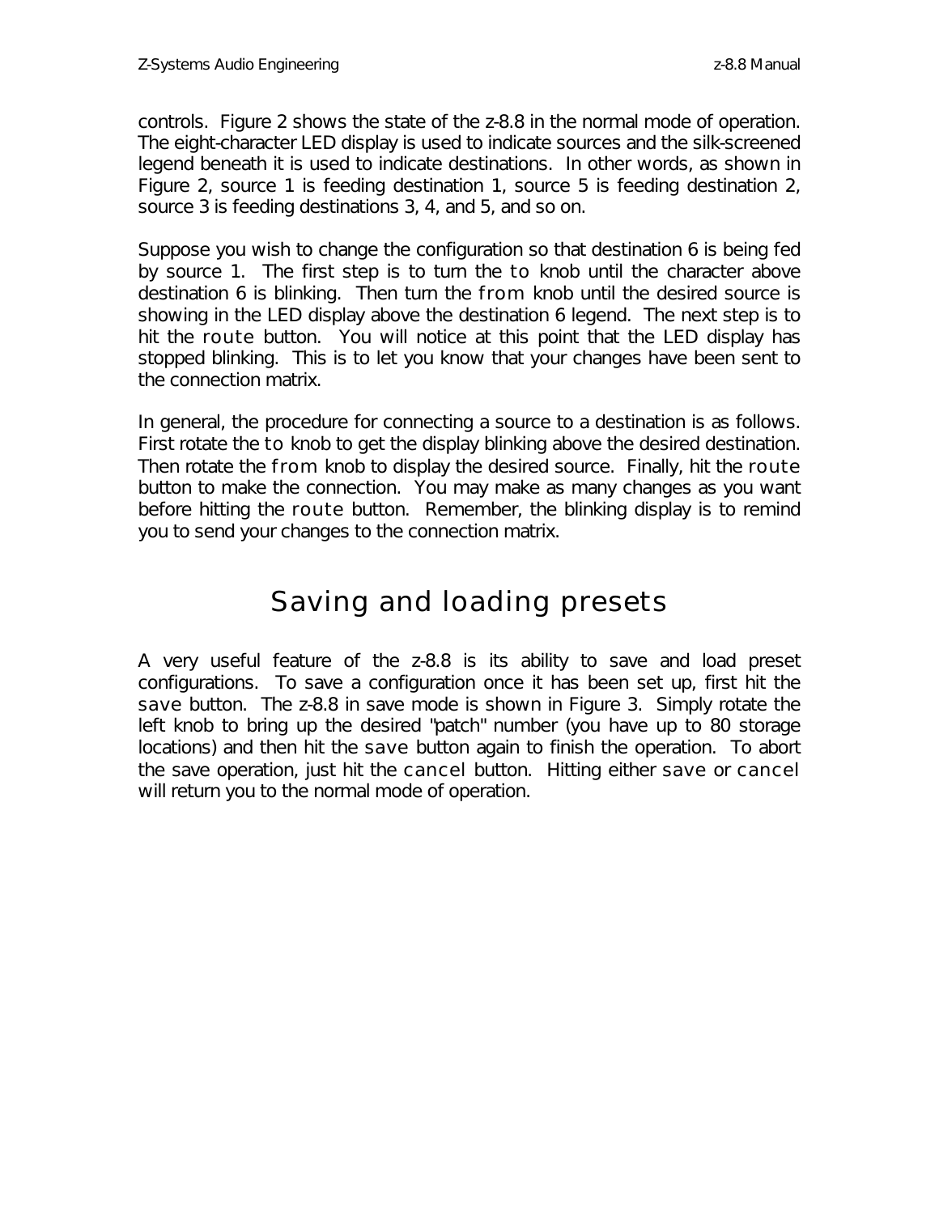controls. Figure 2 shows the state of the z-8.8 in the normal mode of operation. The eight-character LED display is used to indicate sources and the silk-screened legend beneath it is used to indicate destinations. In other words, as shown in Figure 2, source 1 is feeding destination 1, source 5 is feeding destination 2, source 3 is feeding destinations 3, 4, and 5, and so on.

Suppose you wish to change the configuration so that destination 6 is being fed by source 1. The first step is to turn the to knob until the character above destination 6 is blinking. Then turn the from knob until the desired source is showing in the LED display above the destination 6 legend. The next step is to hit the route button. You will notice at this point that the LED display has stopped blinking. This is to let you know that your changes have been sent to the connection matrix.

In general, the procedure for connecting a source to a destination is as follows. First rotate the to knob to get the display blinking above the desired destination. Then rotate the from knob to display the desired source. Finally, hit the route button to make the connection. You may make as many changes as you want before hitting the route button. Remember, the blinking display is to remind you to send your changes to the connection matrix.

## Saving and loading presets

A very useful feature of the z-8.8 is its ability to save and load preset configurations. To save a configuration once it has been set up, first hit the save button. The z-8.8 in save mode is shown in Figure 3. Simply rotate the left knob to bring up the desired "patch" number (you have up to 80 storage locations) and then hit the save button again to finish the operation. To abort the save operation, just hit the cancel button. Hitting either save or cancel will return you to the normal mode of operation.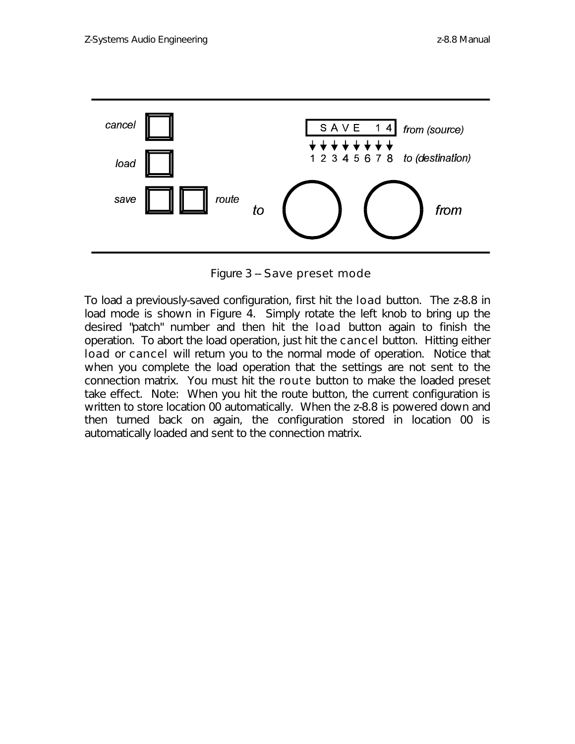Figure 3 -- Save preset mode

To load a previously-saved configuration, first hit the load button. The z-8.8 in load mode is shown in Figure 4. Simply rotate the left knob to bring up the desired "patch" number and then hit the load button again to finish the operation. To abort the load operation, just hit the cancel button. Hitting either load or cancel will return you to the normal mode of operation. Notice that when you complete the load operation that the settings are not sent to the connection matrix. You must hit the route button to make the loaded preset take effect. Note: When you hit the route button, the current configuration is written to store location 00 automatically. When the z-8.8 is powered down and then turned back on again, the configuration stored in location 00 is automatically loaded and sent to the connection matrix.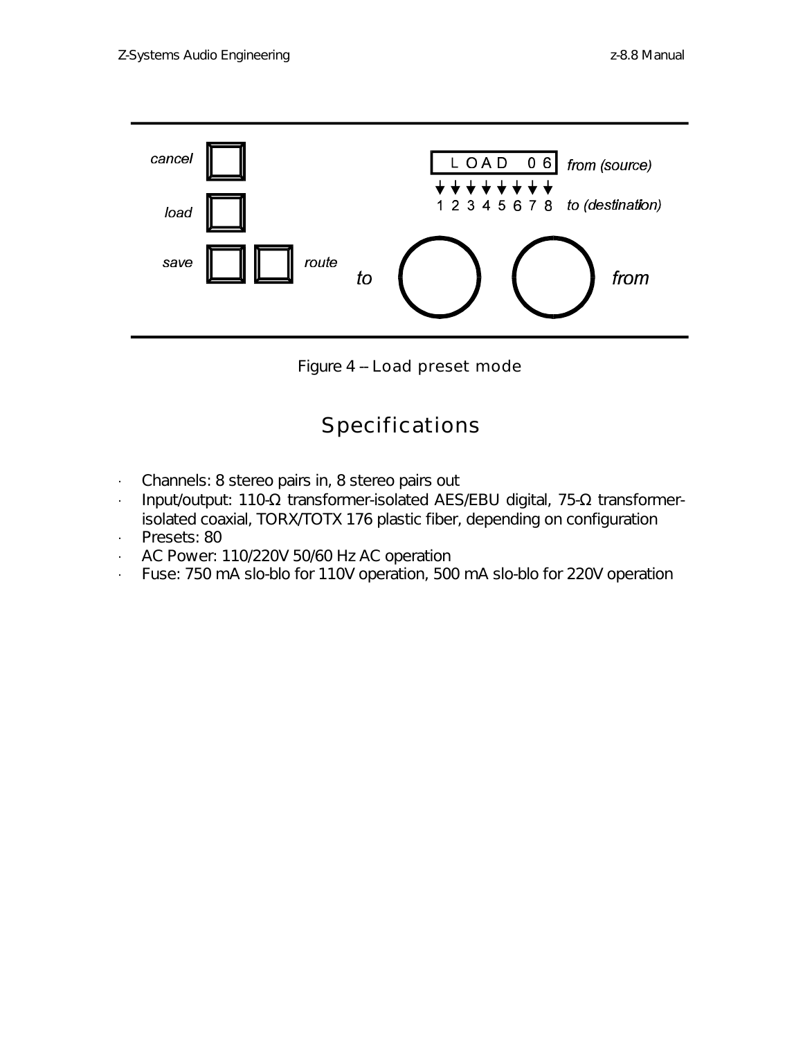cancel

load

save

route

LOAD 06

from (source)

1 2 3 4 5 6 7 8

to (destination)

to

from

Figure 4 -- Load preset mode

# Specifications

- Channels: 8 stereo pairs in, 8 stereo pairs out
- Input/output: 110-Ω transformer-isolated AES/EBU digital, 75-Ω transformer-isolated coaxial, TORX/TOTX 176 plastic fiber, depending on configuration
- Presets: 80
- AC Power: 110/220V 50/60 Hz AC operation
- Fuse: 750 mA slo-blo for 110V operation, 500 mA slo-blo for 220V operation